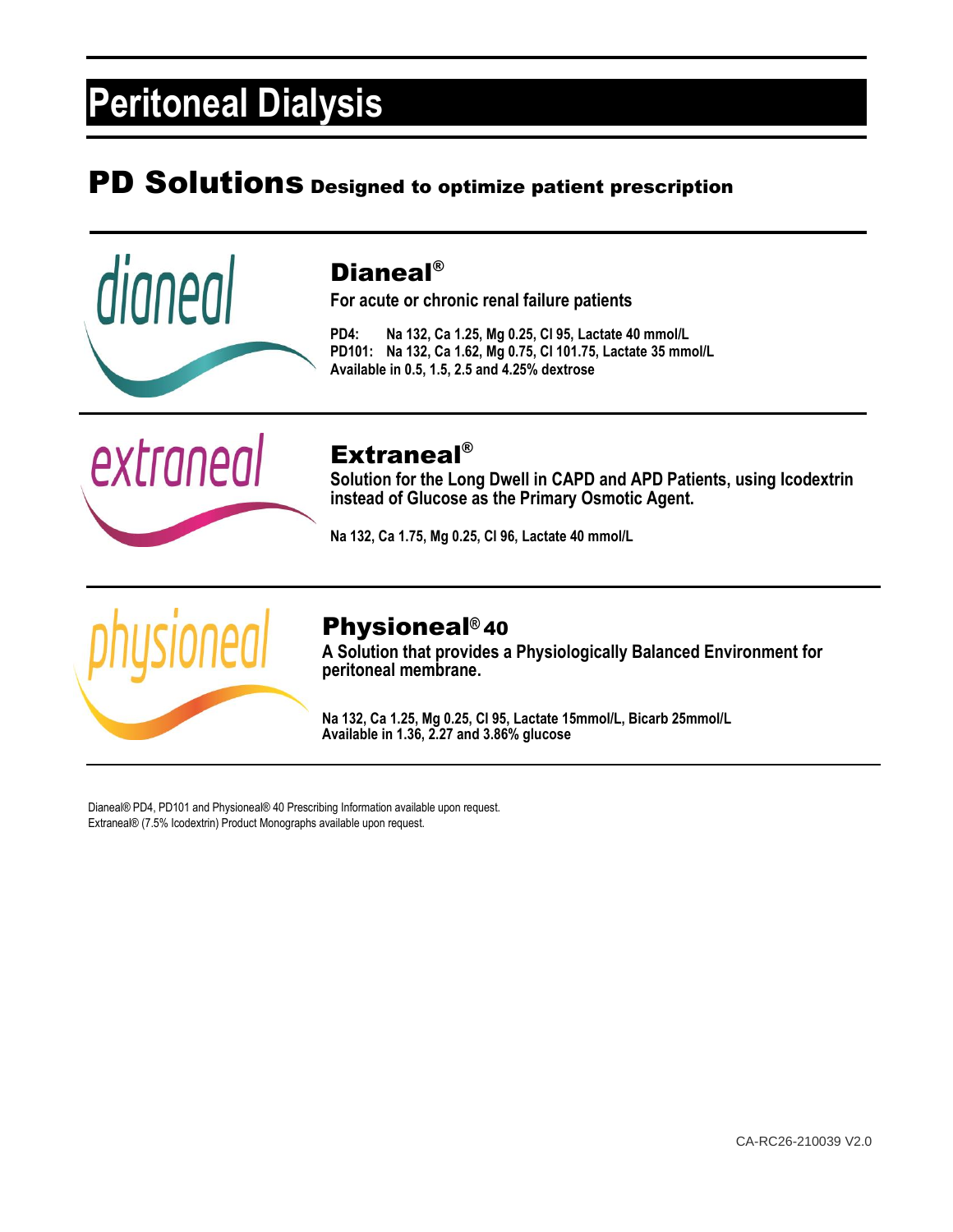# Peritoneal Dialysis

## PD Solutions Designed to optimize patient prescription

### Dianeal®

**For acute or chronic renal failure patients**

**PD4: Na 132, Ca 1.25, Mg 0.25, Cl 95, Lactate 40 mmol/L**
**PD101: Na 132, Ca 1.62, Mg 0.75, Cl 101.75, Lactate 35 mmol/L**
**Available in 0.5, 1.5, 2.5 and 4.25% dextrose**

### Extraneal®

**Solution for the Long Dwell in CAPD and APD Patients, using Icodextrin instead of Glucose as the Primary Osmotic Agent.**

**Na 132, Ca 1.75, Mg 0.25, Cl 96, Lactate 40 mmol/L**

### Physioneal® 40

**A Solution that provides a Physiologically Balanced Environment for peritoneal membrane.**

**Na 132, Ca 1.25, Mg 0.25, Cl 95, Lactate 15mmol/L, Bicarb 25mmol/L**
**Available in 1.36, 2.27 and 3.86% glucose**

Dianeal® PD4, PD101 and Physioneal® 40 Prescribing Information available upon request.
Extraneal® (7.5% Icodextrin) Product Monographs available upon request.

CA-RC26-210039 V2.0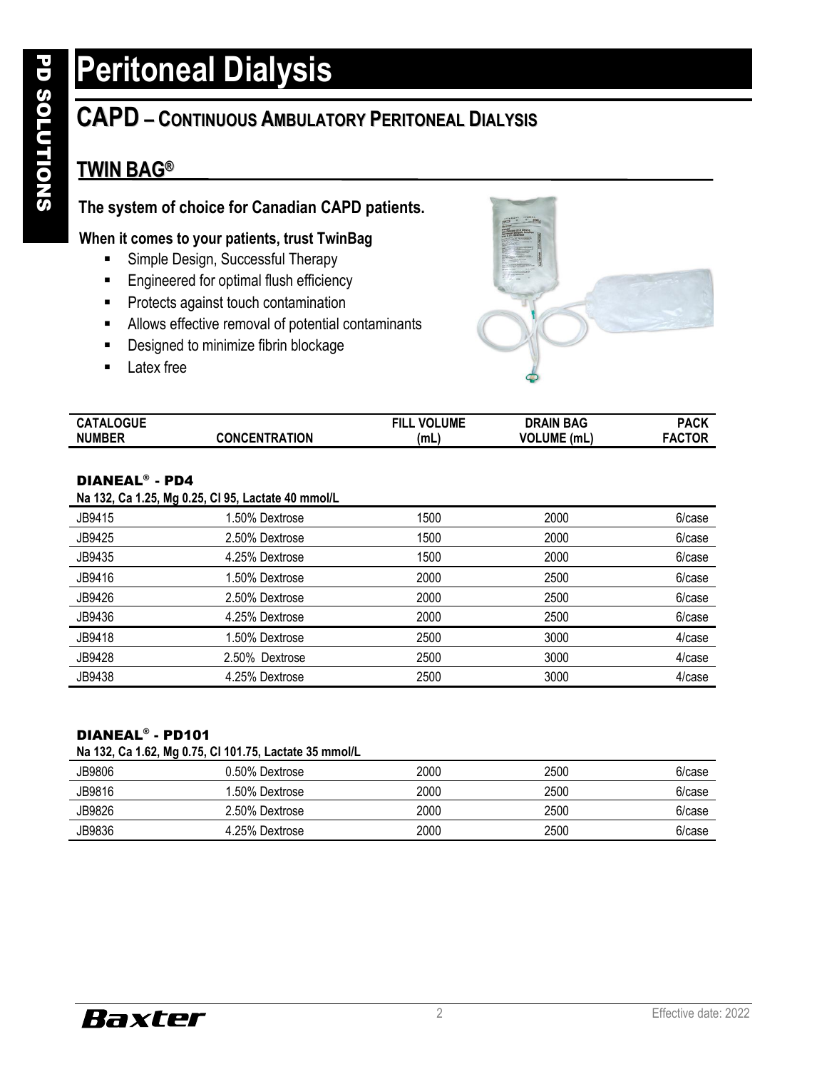# Peritoneal Dialysis

## CAPD – Continuous Ambulatory Peritoneal Dialysis

### TWIN BAG®

**The system of choice for Canadian CAPD patients.**

**When it comes to your patients, trust TwinBag**

- Simple Design, Successful Therapy
- Engineered for optimal flush efficiency
- Protects against touch contamination
- Allows effective removal of potential contaminants
- Designed to minimize fibrin blockage
- Latex free

| CATALOGUE NUMBER | CONCENTRATION | FILL VOLUME (mL) | DRAIN BAG VOLUME (mL) | PACK FACTOR |
|---|---|---|---|---|
| **DIANEAL® - PD4** | | | | |
| **Na 132, Ca 1.25, Mg 0.25, Cl 95, Lactate 40 mmol/L** | | | | |
| JB9415 | 1.50% Dextrose | 1500 | 2000 | 6/case |
| JB9425 | 2.50% Dextrose | 1500 | 2000 | 6/case |
| JB9435 | 4.25% Dextrose | 1500 | 2000 | 6/case |
| JB9416 | 1.50% Dextrose | 2000 | 2500 | 6/case |
| JB9426 | 2.50% Dextrose | 2000 | 2500 | 6/case |
| JB9436 | 4.25% Dextrose | 2000 | 2500 | 6/case |
| JB9418 | 1.50% Dextrose | 2500 | 3000 | 4/case |
| JB9428 | 2.50% Dextrose | 2500 | 3000 | 4/case |
| JB9438 | 4.25% Dextrose | 2500 | 3000 | 4/case |
| **DIANEAL® - PD101** | | | | |
| **Na 132, Ca 1.62, Mg 0.75, Cl 101.75, Lactate 35 mmol/L** | | | | |
| JB9806 | 0.50% Dextrose | 2000 | 2500 | 6/case |
| JB9816 | 1.50% Dextrose | 2000 | 2500 | 6/case |
| JB9826 | 2.50% Dextrose | 2000 | 2500 | 6/case |
| JB9836 | 4.25% Dextrose | 2000 | 2500 | 6/case |

Effective date: 2022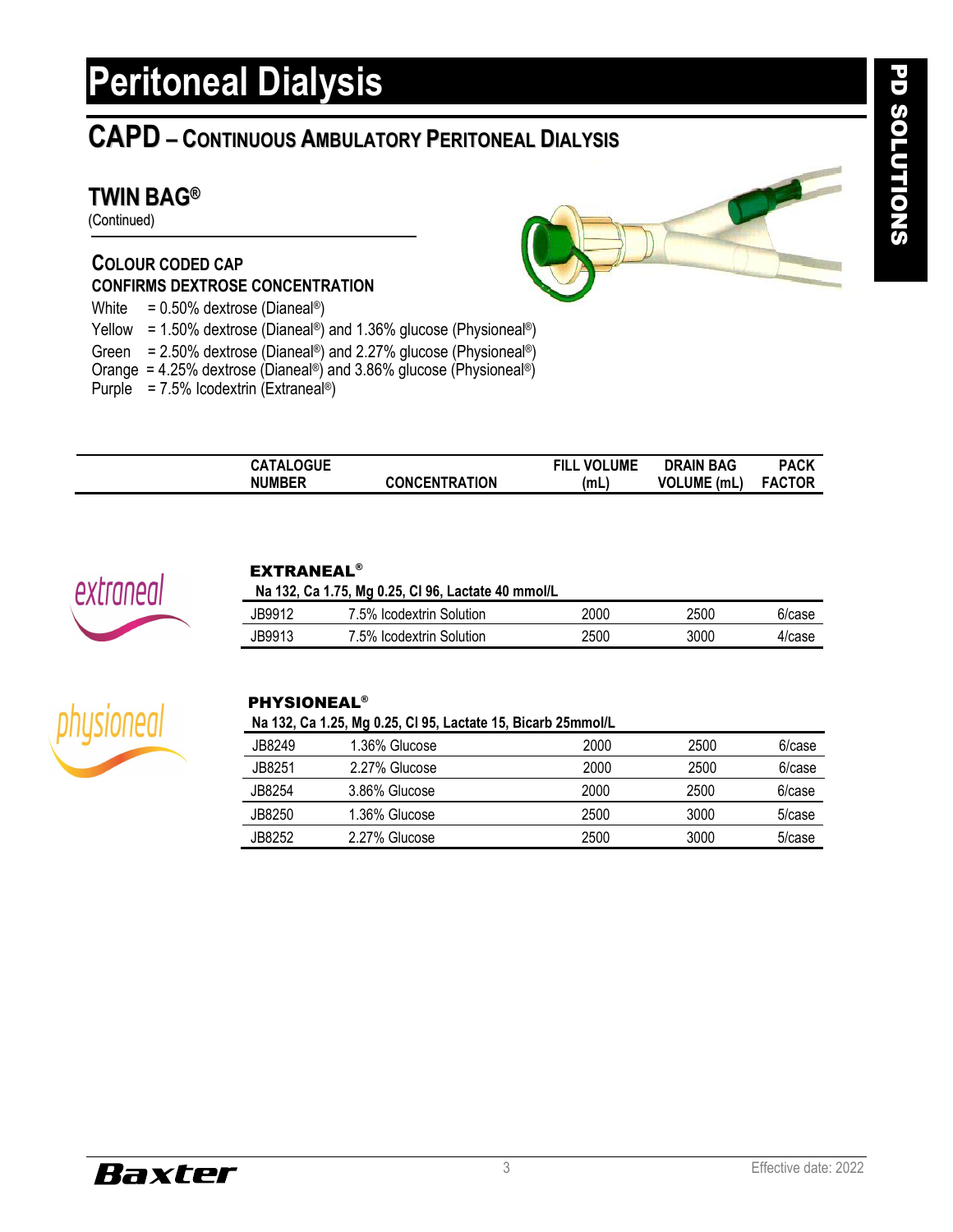# Peritoneal Dialysis

## CAPD – Continuous Ambulatory Peritoneal Dialysis

### TWIN BAG®

(Continued)

**COLOUR CODED CAP**
**CONFIRMS DEXTROSE CONCENTRATION**

White = 0.50% dextrose (Dianeal®)
Yellow = 1.50% dextrose (Dianeal®) and 1.36% glucose (Physioneal®)
Green = 2.50% dextrose (Dianeal®) and 2.27% glucose (Physioneal®)
Orange = 4.25% dextrose (Dianeal®) and 3.86% glucose (Physioneal®)
Purple = 7.5% Icodextrin (Extraneal®)

| CATALOGUE NUMBER | CONCENTRATION | FILL VOLUME (mL) | DRAIN BAG VOLUME (mL) | PACK FACTOR |
|---|---|---|---|---|
| **EXTRANEAL®** | | | | |
| **Na 132, Ca 1.75, Mg 0.25, Cl 96, Lactate 40 mmol/L** | | | | |
| JB9912 | 7.5% Icodextrin Solution | 2000 | 2500 | 6/case |
| JB9913 | 7.5% Icodextrin Solution | 2500 | 3000 | 4/case |
| **PHYSIONEAL®** | | | | |
| **Na 132, Ca 1.25, Mg 0.25, Cl 95, Lactate 15, Bicarb 25mmol/L** | | | | |
| JB8249 | 1.36% Glucose | 2000 | 2500 | 6/case |
| JB8251 | 2.27% Glucose | 2000 | 2500 | 6/case |
| JB8254 | 3.86% Glucose | 2000 | 2500 | 6/case |
| JB8250 | 1.36% Glucose | 2500 | 3000 | 5/case |
| JB8252 | 2.27% Glucose | 2500 | 3000 | 5/case |

Effective date: 2022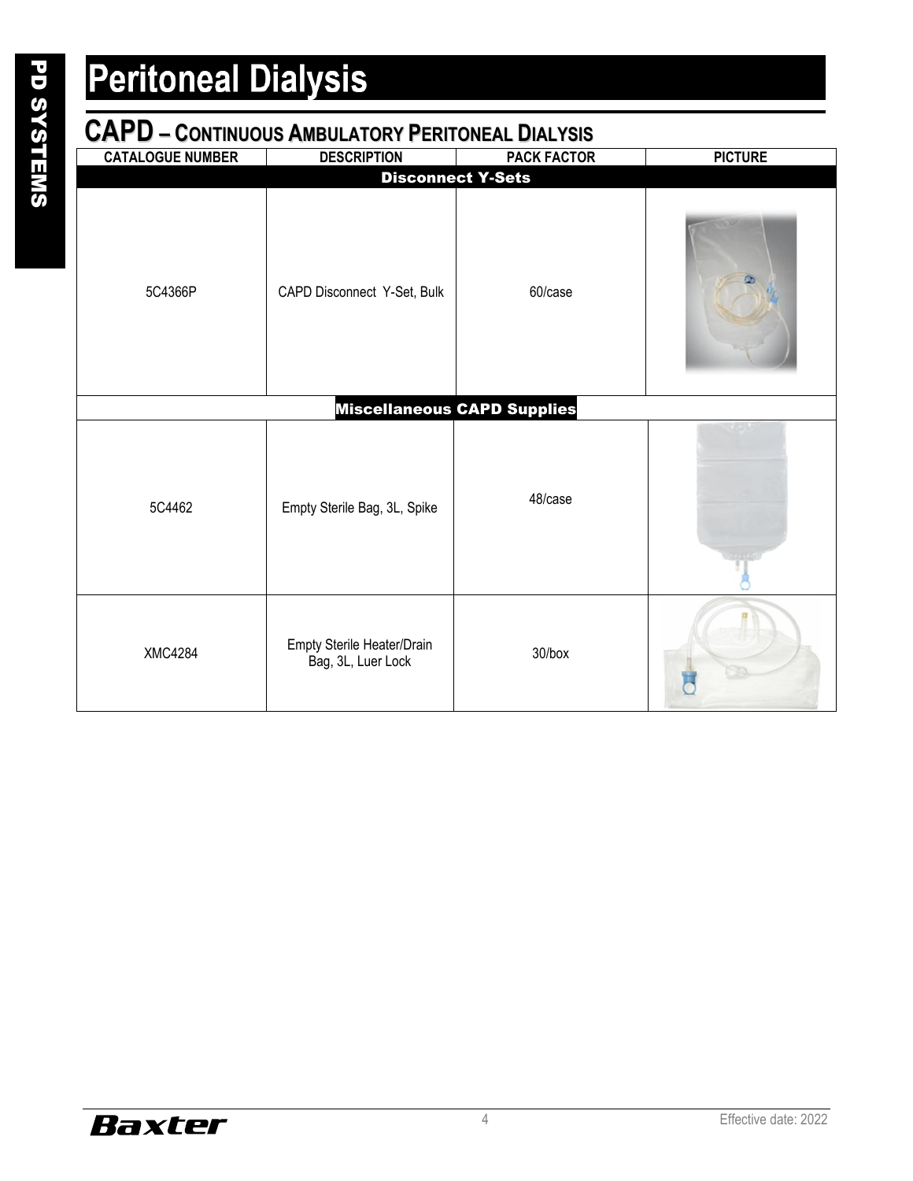# Peritoneal Dialysis

## CAPD – Continuous Ambulatory Peritoneal Dialysis

| CATALOGUE NUMBER | DESCRIPTION | PACK FACTOR | PICTURE |
|---|---|---|---|
| **Disconnect Y-Sets** | | | |
| 5C4366P | CAPD Disconnect Y-Set, Bulk | 60/case | |
| **Miscellaneous CAPD Supplies** | | | |
| 5C4462 | Empty Sterile Bag, 3L, Spike | 48/case | |
| XMC4284 | Empty Sterile Heater/Drain Bag, 3L, Luer Lock | 30/box | |

Effective date: 2022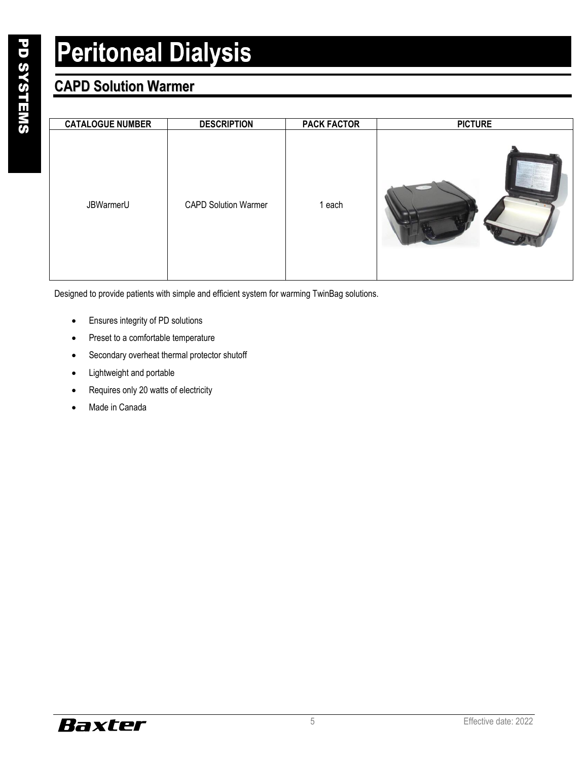# Peritoneal Dialysis

## CAPD Solution Warmer

| CATALOGUE NUMBER | DESCRIPTION | PACK FACTOR | PICTURE |
|---|---|---|---|
| JBWarmerU | CAPD Solution Warmer | 1 each | |

Designed to provide patients with simple and efficient system for warming TwinBag solutions.

- Ensures integrity of PD solutions
- Preset to a comfortable temperature
- Secondary overheat thermal protector shutoff
- Lightweight and portable
- Requires only 20 watts of electricity
- Made in Canada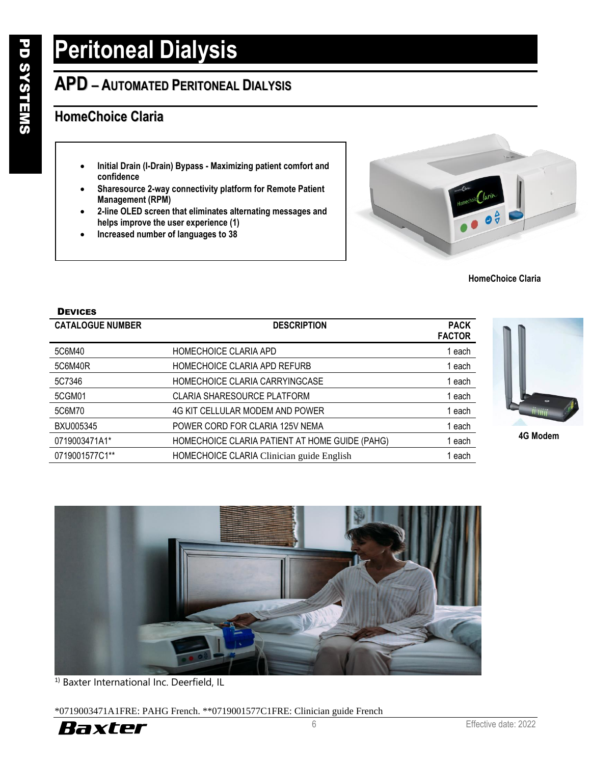# Peritoneal Dialysis

## APD – Automated Peritoneal Dialysis

### HomeChoice Claria

- **Initial Drain (I-Drain) Bypass - Maximizing patient comfort and confidence**
- **Sharesource 2-way connectivity platform for Remote Patient Management (RPM)**
- **2-line OLED screen that eliminates alternating messages and helps improve the user experience (1)**
- **Increased number of languages to 38**

**HomeChoice Claria**

**Devices**

| CATALOGUE NUMBER | DESCRIPTION | PACK FACTOR |
|---|---|---|
| 5C6M40 | HOMECHOICE CLARIA APD | 1 each |
| 5C6M40R | HOMECHOICE CLARIA APD REFURB | 1 each |
| 5C7346 | HOMECHOICE CLARIA CARRYINGCASE | 1 each |
| 5CGM01 | CLARIA SHARESOURCE PLATFORM | 1 each |
| 5C6M70 | 4G KIT CELLULAR MODEM AND POWER | 1 each |
| BXU005345 | POWER CORD FOR CLARIA 125V NEMA | 1 each |
| 0719003471A1* | HOMECHOICE CLARIA PATIENT AT HOME GUIDE (PAHG) | 1 each |
| 0719001577C1** | HOMECHOICE CLARIA Clinician guide English | 1 each |

**4G Modem**

[1] Baxter International Inc. Deerfield, IL

*0719003471A1FRE: PAHG French. **0719001577C1FRE: Clinician guide French

Effective date: 2022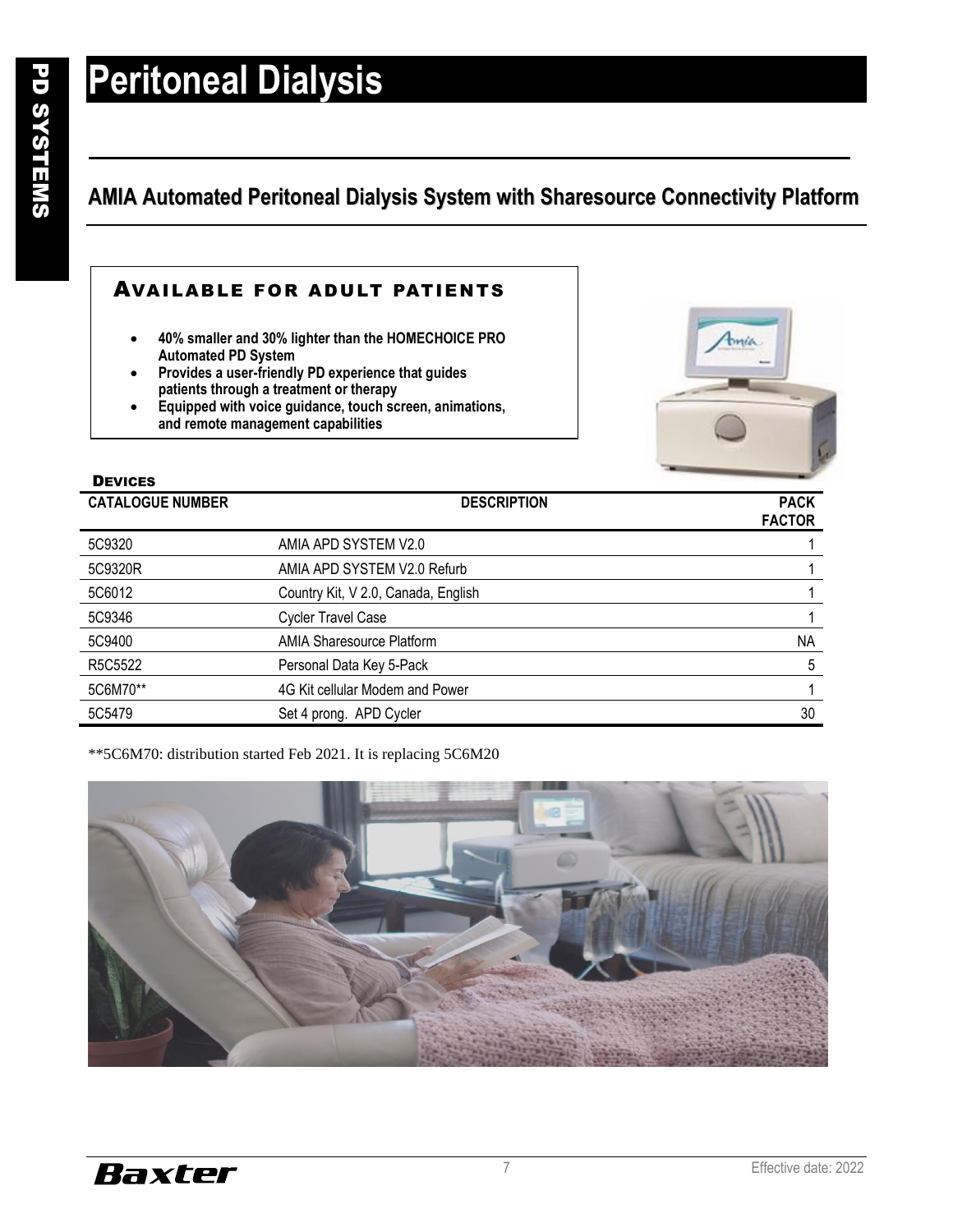# Peritoneal Dialysis

## AMIA Automated Peritoneal Dialysis System with Sharesource Connectivity Platform

### AVAILABLE FOR ADULT PATIENTS

- **40% smaller and 30% lighter than the HOMECHOICE PRO Automated PD System**
- **Provides a user-friendly PD experience that guides patients through a treatment or therapy**
- **Equipped with voice guidance, touch screen, animations, and remote management capabilities**

### DEVICES

| CATALOGUE NUMBER | DESCRIPTION | PACK FACTOR |
|---|---|---|
| 5C9320 | AMIA APD SYSTEM V2.0 | 1 |
| 5C9320R | AMIA APD SYSTEM V2.0 Refurb | 1 |
| 5C6012 | Country Kit, V 2.0, Canada, English | 1 |
| 5C9346 | Cycler Travel Case | 1 |
| 5C9400 | AMIA Sharesource Platform | NA |
| R5C5522 | Personal Data Key 5-Pack | 5 |
| 5C6M70** | 4G Kit cellular Modem and Power | 1 |
| 5C5479 | Set 4 prong. APD Cycler | 30 |

**5C6M70: distribution started Feb 2021. It is replacing 5C6M20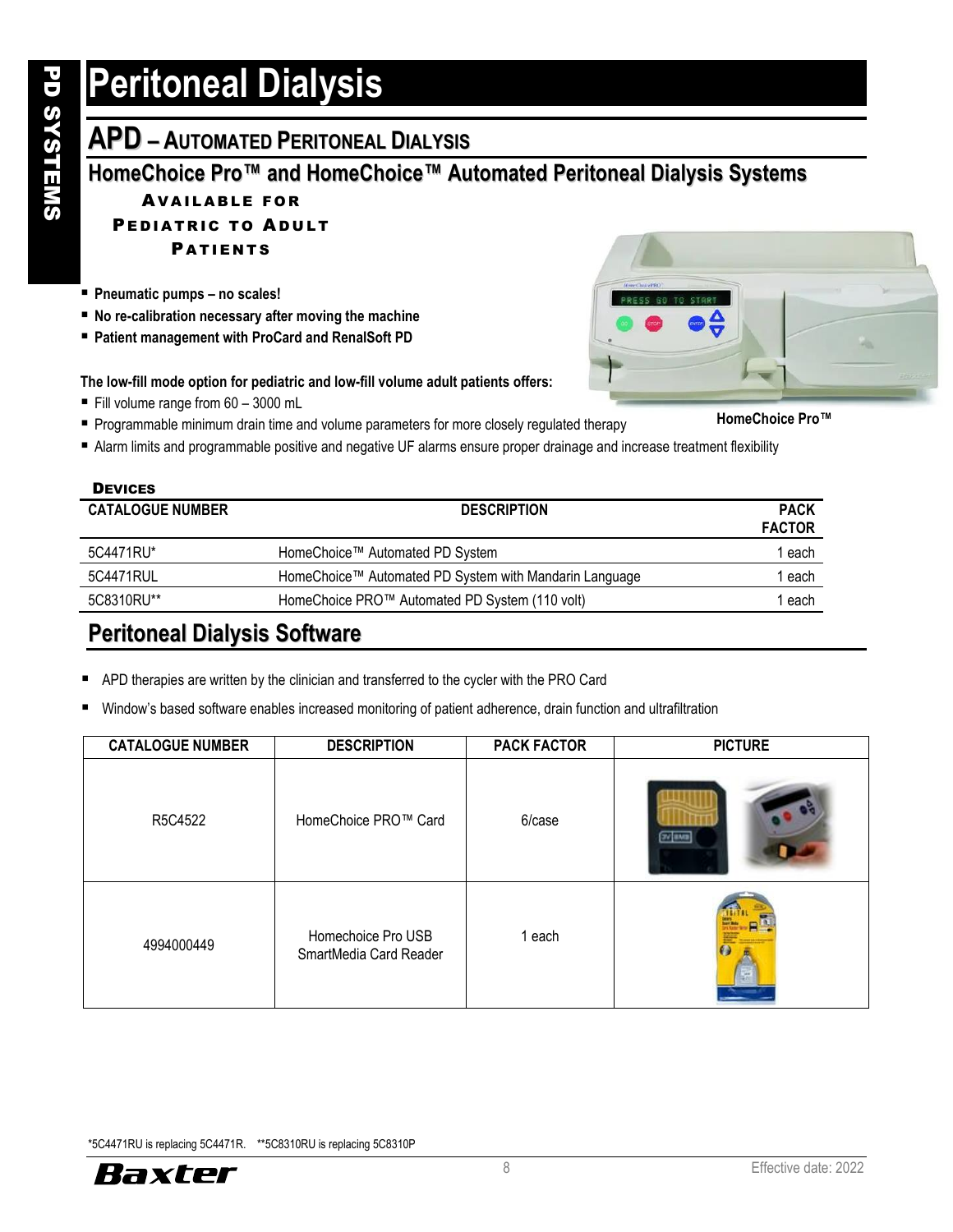# Peritoneal Dialysis

## APD – Automated Peritoneal Dialysis

### HomeChoice Pro™ and HomeChoice™ Automated Peritoneal Dialysis Systems

**Available for Pediatric to Adult Patients**

- **Pneumatic pumps – no scales!**
- **No re-calibration necessary after moving the machine**
- **Patient management with ProCard and RenalSoft PD**

HomeChoice Pro™

**The low-fill mode option for pediatric and low-fill volume adult patients offers:**

- Fill volume range from 60 – 3000 mL
- Programmable minimum drain time and volume parameters for more closely regulated therapy
- Alarm limits and programmable positive and negative UF alarms ensure proper drainage and increase treatment flexibility

**Devices**

| CATALOGUE NUMBER | DESCRIPTION | PACK FACTOR |
|---|---|---|
| 5C4471RU* | HomeChoice™ Automated PD System | 1 each |
| 5C4471RUL | HomeChoice™ Automated PD System with Mandarin Language | 1 each |
| 5C8310RU** | HomeChoice PRO™ Automated PD System (110 volt) | 1 each |

## Peritoneal Dialysis Software

- APD therapies are written by the clinician and transferred to the cycler with the PRO Card
- Window's based software enables increased monitoring of patient adherence, drain function and ultrafiltration

| CATALOGUE NUMBER | DESCRIPTION | PACK FACTOR | PICTURE |
|---|---|---|---|
| R5C4522 | HomeChoice PRO™ Card | 6/case | |
| 4994000449 | Homechoice Pro USB SmartMedia Card Reader | 1 each | |

*5C4471RU is replacing 5C4471R. **5C8310RU is replacing 5C8310P

Effective date: 2022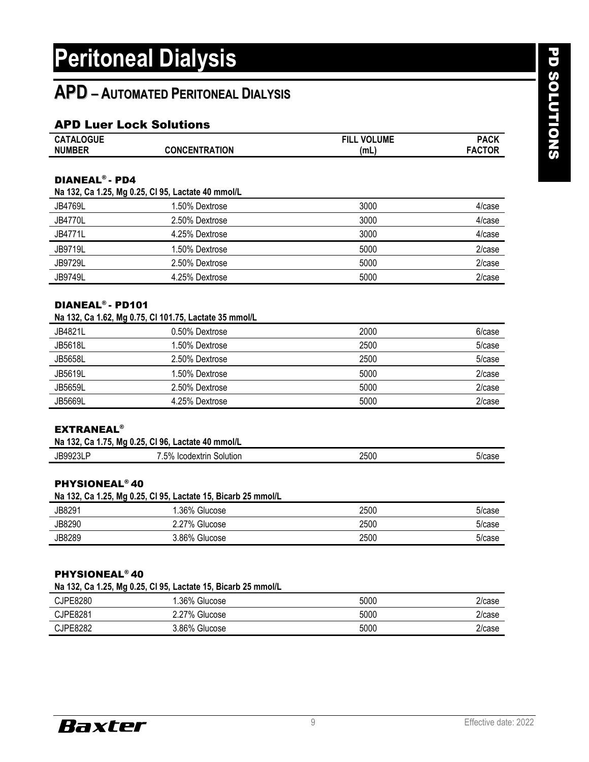# Peritoneal Dialysis

## APD – Automated Peritoneal Dialysis

### APD Luer Lock Solutions

| CATALOGUE NUMBER | CONCENTRATION | FILL VOLUME (mL) | PACK FACTOR |
|---|---|---|---|

#### DIANEAL® - PD4

**Na 132, Ca 1.25, Mg 0.25, Cl 95, Lactate 40 mmol/L**

| CATALOGUE NUMBER | CONCENTRATION | FILL VOLUME (mL) | PACK FACTOR |
|---|---|---|---|
| JB4769L | 1.50% Dextrose | 3000 | 4/case |
| JB4770L | 2.50% Dextrose | 3000 | 4/case |
| JB4771L | 4.25% Dextrose | 3000 | 4/case |
| JB9719L | 1.50% Dextrose | 5000 | 2/case |
| JB9729L | 2.50% Dextrose | 5000 | 2/case |
| JB9749L | 4.25% Dextrose | 5000 | 2/case |

#### DIANEAL® - PD101

**Na 132, Ca 1.62, Mg 0.75, Cl 101.75, Lactate 35 mmol/L**

| CATALOGUE NUMBER | CONCENTRATION | FILL VOLUME (mL) | PACK FACTOR |
|---|---|---|---|
| JB4821L | 0.50% Dextrose | 2000 | 6/case |
| JB5618L | 1.50% Dextrose | 2500 | 5/case |
| JB5658L | 2.50% Dextrose | 2500 | 5/case |
| JB5619L | 1.50% Dextrose | 5000 | 2/case |
| JB5659L | 2.50% Dextrose | 5000 | 2/case |
| JB5669L | 4.25% Dextrose | 5000 | 2/case |

#### EXTRANEAL®

**Na 132, Ca 1.75, Mg 0.25, Cl 96, Lactate 40 mmol/L**

| CATALOGUE NUMBER | CONCENTRATION | FILL VOLUME (mL) | PACK FACTOR |
|---|---|---|---|
| JB9923LP | 7.5% Icodextrin Solution | 2500 | 5/case |

#### PHYSIONEAL® 40

**Na 132, Ca 1.25, Mg 0.25, Cl 95, Lactate 15, Bicarb 25 mmol/L**

| CATALOGUE NUMBER | CONCENTRATION | FILL VOLUME (mL) | PACK FACTOR |
|---|---|---|---|
| JB8291 | 1.36% Glucose | 2500 | 5/case |
| JB8290 | 2.27% Glucose | 2500 | 5/case |
| JB8289 | 3.86% Glucose | 2500 | 5/case |

#### PHYSIONEAL® 40

**Na 132, Ca 1.25, Mg 0.25, Cl 95, Lactate 15, Bicarb 25 mmol/L**

| CATALOGUE NUMBER | CONCENTRATION | FILL VOLUME (mL) | PACK FACTOR |
|---|---|---|---|
| CJPE8280 | 1.36% Glucose | 5000 | 2/case |
| CJPE8281 | 2.27% Glucose | 5000 | 2/case |
| CJPE8282 | 3.86% Glucose | 5000 | 2/case |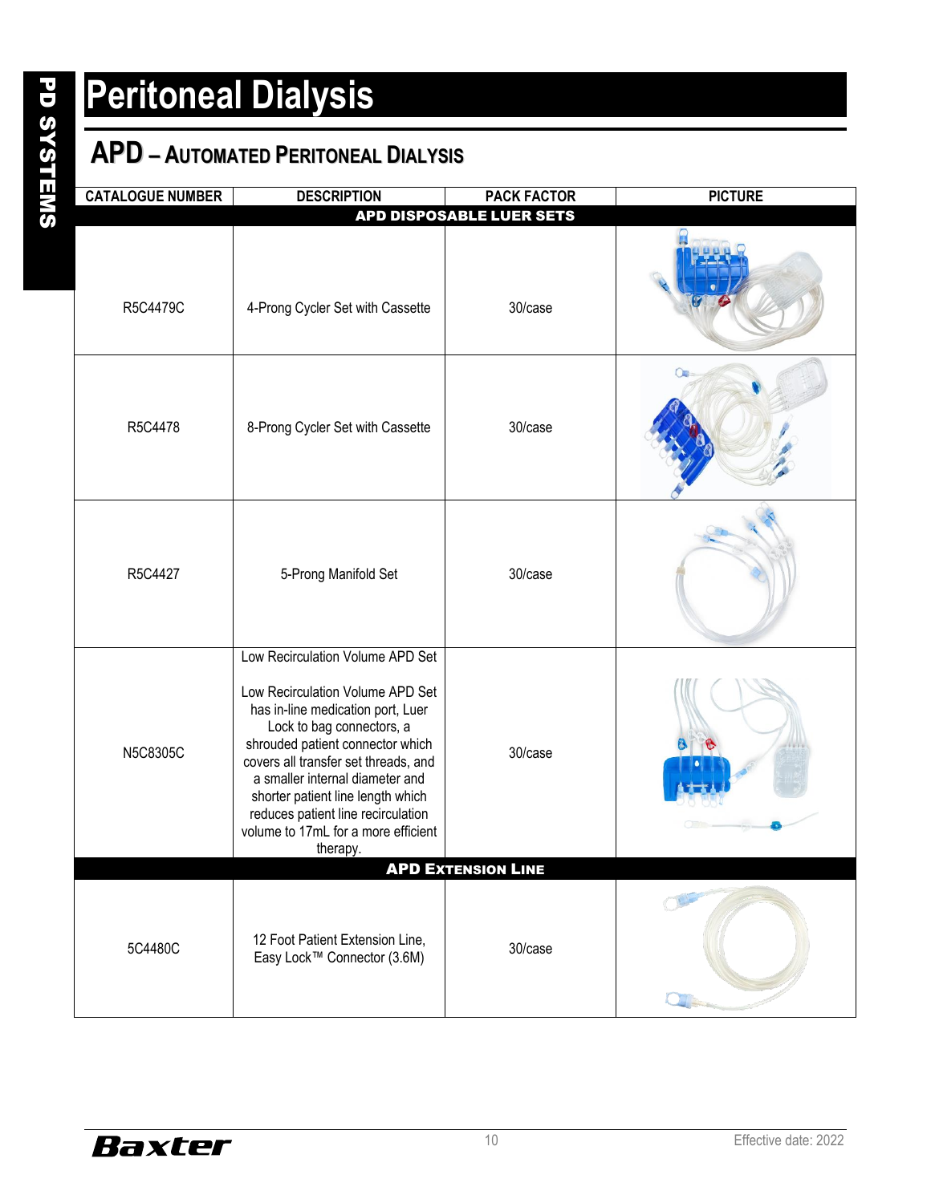# Peritoneal Dialysis

## APD – Automated Peritoneal Dialysis

| CATALOGUE NUMBER | DESCRIPTION | PACK FACTOR | PICTURE |
|---|---|---|---|
| **APD DISPOSABLE LUER SETS** | | | |
| R5C4479C | 4-Prong Cycler Set with Cassette | 30/case | |
| R5C4478 | 8-Prong Cycler Set with Cassette | 30/case | |
| R5C4427 | 5-Prong Manifold Set | 30/case | |
| N5C8305C | Low Recirculation Volume APD Set<br><br>Low Recirculation Volume APD Set has in-line medication port, Luer Lock to bag connectors, a shrouded patient connector which covers all transfer set threads, and a smaller internal diameter and shorter patient line length which reduces patient line recirculation volume to 17mL for a more efficient therapy. | 30/case | |
| **APD EXTENSION LINE** | | | |
| 5C4480C | 12 Foot Patient Extension Line, Easy Lock™ Connector (3.6M) | 30/case | |

Effective date: 2022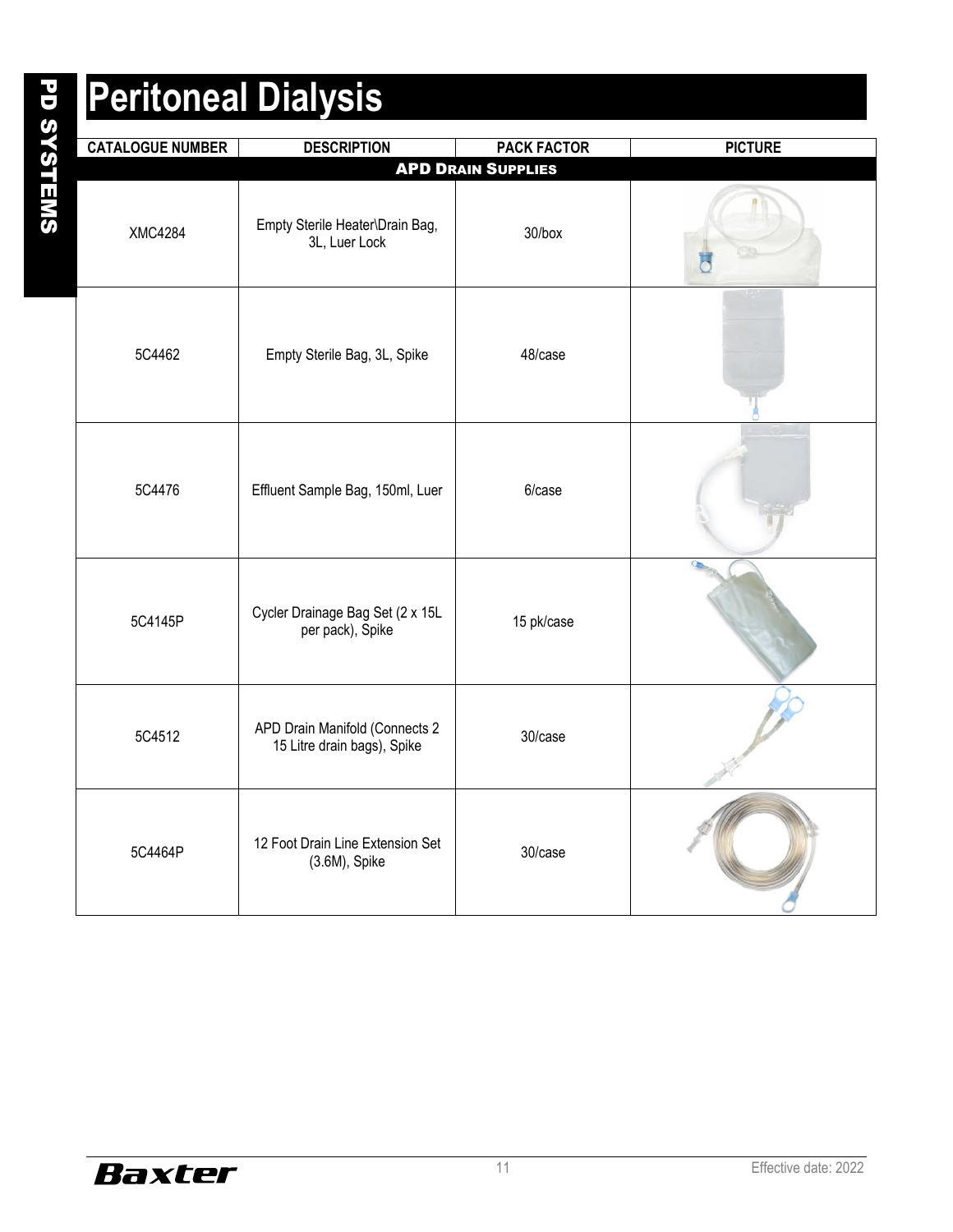# Peritoneal Dialysis

| CATALOGUE NUMBER | DESCRIPTION | PACK FACTOR | PICTURE |
|---|---|---|---|
| | **APD DRAIN SUPPLIES** | | |
| XMC4284 | Empty Sterile Heater\Drain Bag, 3L, Luer Lock | 30/box | |
| 5C4462 | Empty Sterile Bag, 3L, Spike | 48/case | |
| 5C4476 | Effluent Sample Bag, 150ml, Luer | 6/case | |
| 5C4145P | Cycler Drainage Bag Set (2 x 15L per pack), Spike | 15 pk/case | |
| 5C4512 | APD Drain Manifold (Connects 2 15 Litre drain bags), Spike | 30/case | |
| 5C4464P | 12 Foot Drain Line Extension Set (3.6M), Spike | 30/case | |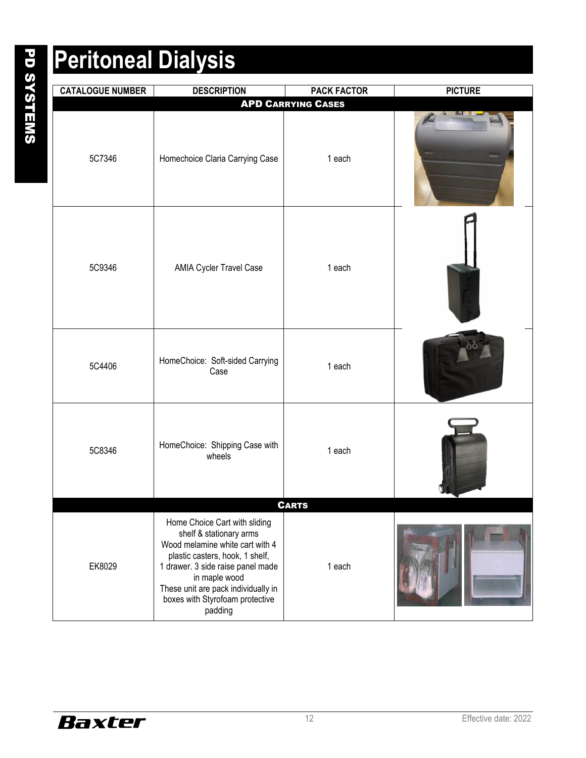# Peritoneal Dialysis

| CATALOGUE NUMBER | DESCRIPTION | PACK FACTOR | PICTURE |
|---|---|---|---|
| **APD CARRYING CASES** | | | |
| 5C7346 | Homechoice Claria Carrying Case | 1 each | |
| 5C9346 | AMIA Cycler Travel Case | 1 each | |
| 5C4406 | HomeChoice: Soft-sided Carrying Case | 1 each | |
| 5C8346 | HomeChoice: Shipping Case with wheels | 1 each | |
| **CARTS** | | | |
| EK8029 | Home Choice Cart with sliding shelf & stationary arms Wood melamine white cart with 4 plastic casters, hook, 1 shelf, 1 drawer. 3 side raise panel made in maple wood These unit are pack individually in boxes with Styrofoam protective padding | 1 each | |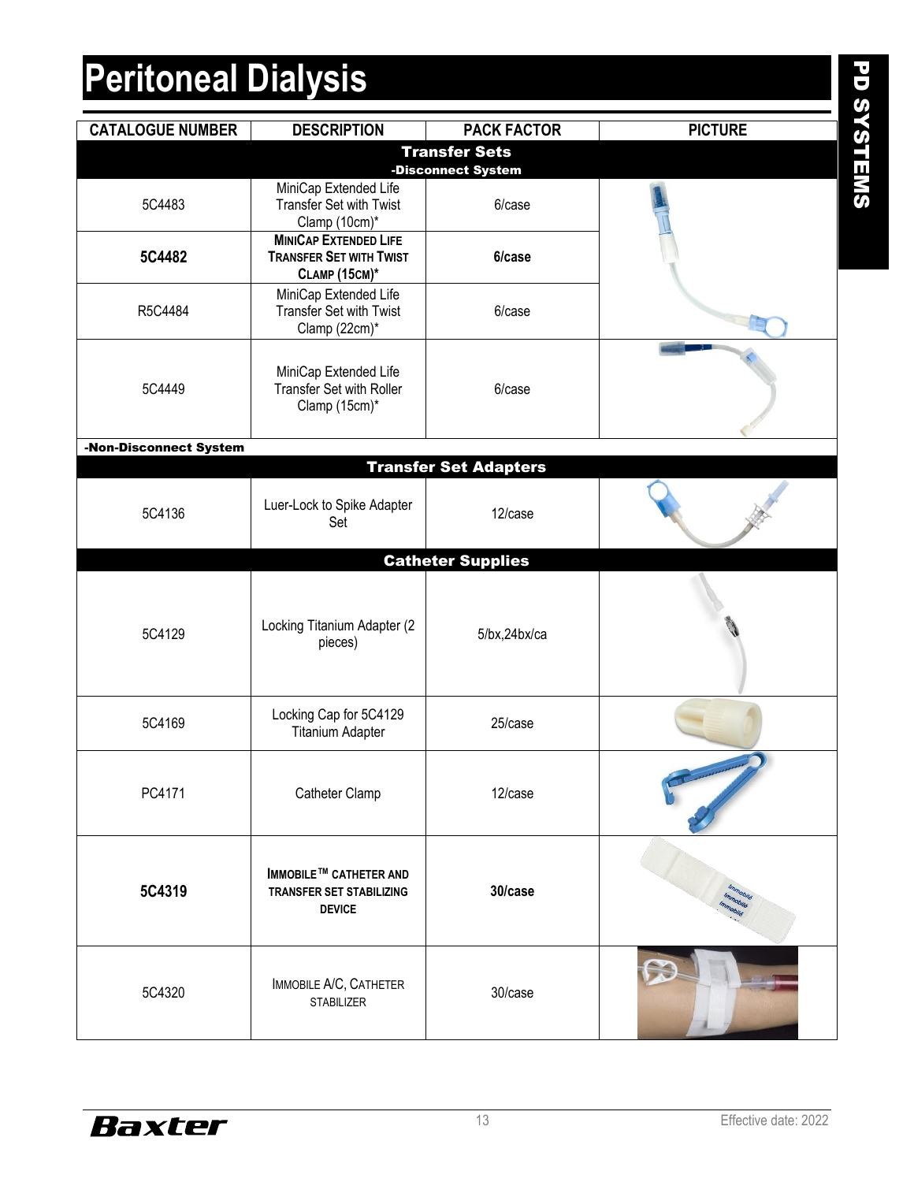# Peritoneal Dialysis

PD SYSTEMS

| CATALOGUE NUMBER | DESCRIPTION | PACK FACTOR | PICTURE |
|---|---|---|---|
| **Transfer Sets** | | | |
| **-Disconnect System** | | | |
| 5C4483 | MiniCap Extended Life Transfer Set with Twist Clamp (10cm)* | 6/case | |
| **5C4482** | **MiniCap Extended Life Transfer Set with Twist Clamp (15cm)*** | **6/case** | |
| R5C4484 | MiniCap Extended Life Transfer Set with Twist Clamp (22cm)* | 6/case | |
| 5C4449 | MiniCap Extended Life Transfer Set with Roller Clamp (15cm)* | 6/case | |
| **-Non-Disconnect System** | | | |
| **Transfer Set Adapters** | | | |
| 5C4136 | Luer-Lock to Spike Adapter Set | 12/case | |
| **Catheter Supplies** | | | |
| 5C4129 | Locking Titanium Adapter (2 pieces) | 5/bx,24bx/ca | |
| 5C4169 | Locking Cap for 5C4129 Titanium Adapter | 25/case | |
| PC4171 | Catheter Clamp | 12/case | |
| **5C4319** | **Immobile™ Catheter and Transfer Set Stabilizing Device** | **30/case** | |
| 5C4320 | Immobile A/C, Catheter Stabilizer | 30/case | |

Baxter

Effective date: 2022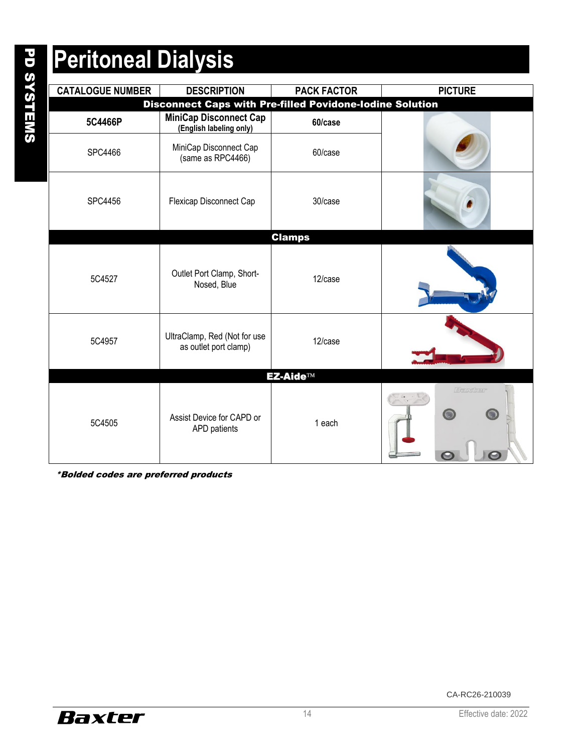# Peritoneal Dialysis

| CATALOGUE NUMBER | DESCRIPTION | PACK FACTOR | PICTURE |
|---|---|---|---|
| **Disconnect Caps with Pre-filled Povidone-Iodine Solution** | | | |
| **5C4466P** | **MiniCap Disconnect Cap (English labeling only)** | **60/case** | |
| SPC4466 | MiniCap Disconnect Cap (same as RPC4466) | 60/case | |
| SPC4456 | Flexicap Disconnect Cap | 30/case | |
| **Clamps** | | | |
| 5C4527 | Outlet Port Clamp, Short-Nosed, Blue | 12/case | |
| 5C4957 | UltraClamp, Red (Not for use as outlet port clamp) | 12/case | |
| **EZ-Aide™** | | | |
| 5C4505 | Assist Device for CAPD or APD patients | 1 each | |

***Bolded codes are preferred products***

CA-RC26-210039

Effective date: 2022